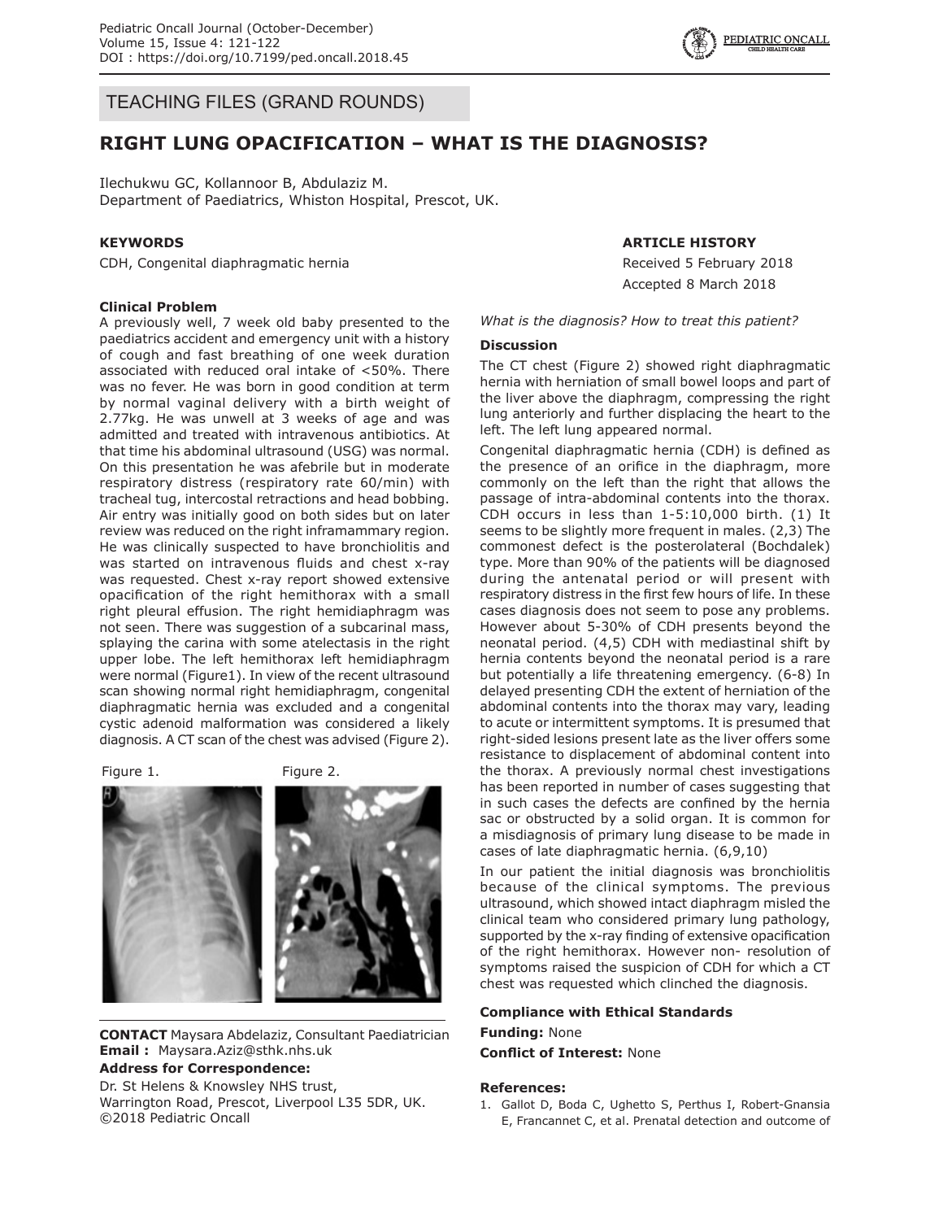TEACHING FILES (GRAND ROUNDS)

# RIGHT LUNG OPACIFICATION – WHAT IS THE DIAGNOSIS?

Ilechukwu GC, Kollannoor B, Abdulaziz M.
Department of Paediatrics, Whiston Hospital, Prescot, UK.

**KEYWORDS**

CDH, Congenital diaphragmatic hernia

**ARTICLE HISTORY**

Received 5 February 2018

Accepted 8 March 2018

### Clinical Problem

A previously well, 7 week old baby presented to the paediatrics accident and emergency unit with a history of cough and fast breathing of one week duration associated with reduced oral intake of <50%. There was no fever. He was born in good condition at term by normal vaginal delivery with a birth weight of 2.77kg. He was unwell at 3 weeks of age and was admitted and treated with intravenous antibiotics. At that time his abdominal ultrasound (USG) was normal. On this presentation he was afebrile but in moderate respiratory distress (respiratory rate 60/min) with tracheal tug, intercostal retractions and head bobbing. Air entry was initially good on both sides but on later review was reduced on the right inframammary region. He was clinically suspected to have bronchiolitis and was started on intravenous fluids and chest x-ray was requested. Chest x-ray report showed extensive opacification of the right hemithorax with a small right pleural effusion. The right hemidiaphragm was not seen. There was suggestion of a subcarinal mass, splaying the carina with some atelectasis in the right upper lobe. The left hemithorax left hemidiaphragm were normal (Figure1). In view of the recent ultrasound scan showing normal right hemidiaphragm, congenital diaphragmatic hernia was excluded and a congenital cystic adenoid malformation was considered a likely diagnosis. A CT scan of the chest was advised (Figure 2).

Figure 1.

Figure 2.

*What is the diagnosis? How to treat this patient?*

### Discussion

The CT chest (Figure 2) showed right diaphragmatic hernia with herniation of small bowel loops and part of the liver above the diaphragm, compressing the right lung anteriorly and further displacing the heart to the left. The left lung appeared normal.

Congenital diaphragmatic hernia (CDH) is defined as the presence of an orifice in the diaphragm, more commonly on the left than the right that allows the passage of intra-abdominal contents into the thorax. CDH occurs in less than 1-5:10,000 birth. (1) It seems to be slightly more frequent in males. (2,3) The commonest defect is the posterolateral (Bochdalek) type. More than 90% of the patients will be diagnosed during the antenatal period or will present with respiratory distress in the first few hours of life. In these cases diagnosis does not seem to pose any problems. However about 5-30% of CDH presents beyond the neonatal period. (4,5) CDH with mediastinal shift by hernia contents beyond the neonatal period is a rare but potentially a life threatening emergency. (6-8) In delayed presenting CDH the extent of herniation of the abdominal contents into the thorax may vary, leading to acute or intermittent symptoms. It is presumed that right-sided lesions present late as the liver offers some resistance to displacement of abdominal content into the thorax. A previously normal chest investigations has been reported in number of cases suggesting that in such cases the defects are confined by the hernia sac or obstructed by a solid organ. It is common for a misdiagnosis of primary lung disease to be made in cases of late diaphragmatic hernia. (6,9,10)

In our patient the initial diagnosis was bronchiolitis because of the clinical symptoms. The previous ultrasound, which showed intact diaphragm misled the clinical team who considered primary lung pathology, supported by the x-ray finding of extensive opacification of the right hemithorax. However non- resolution of symptoms raised the suspicion of CDH for which a CT chest was requested which clinched the diagnosis.

**Compliance with Ethical Standards**

**Funding:** None

**Conflict of Interest:** None

**CONTACT** Maysara Abdelaziz, Consultant Paediatrician
**Email :** Maysara.Aziz@sthk.nhs.uk
**Address for Correspondence:**
Dr. St Helens & Knowsley NHS trust,
Warrington Road, Prescot, Liverpool L35 5DR, UK.
©2018 Pediatric Oncall

### References:

1. Gallot D, Boda C, Ughetto S, Perthus I, Robert-Gnansia E, Francannet C, et al. Prenatal detection and outcome of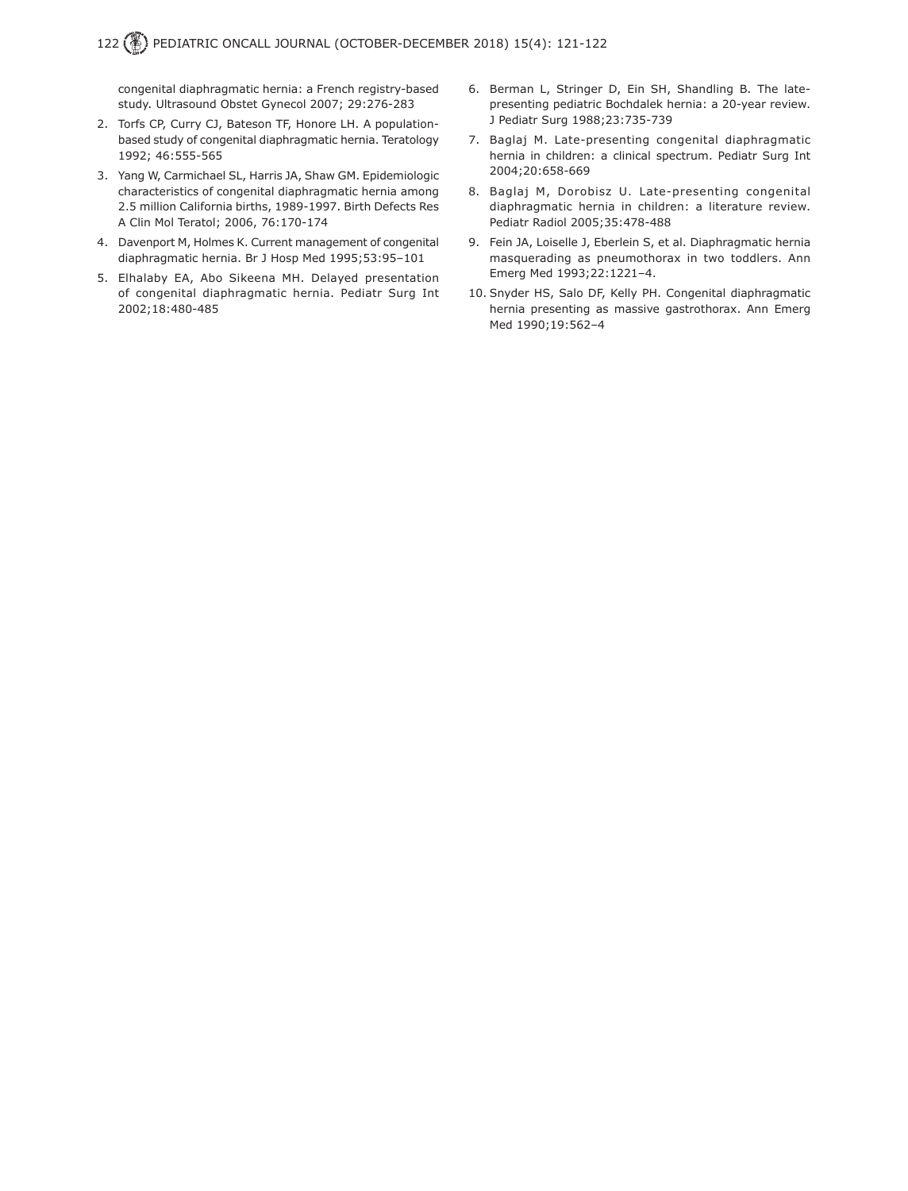congenital diaphragmatic hernia: a French registry-based study. Ultrasound Obstet Gynecol 2007; 29:276-283

2. Torfs CP, Curry CJ, Bateson TF, Honore LH. A population-based study of congenital diaphragmatic hernia. Teratology 1992; 46:555-565
3. Yang W, Carmichael SL, Harris JA, Shaw GM. Epidemiologic characteristics of congenital diaphragmatic hernia among 2.5 million California births, 1989-1997. Birth Defects Res A Clin Mol Teratol; 2006, 76:170-174
4. Davenport M, Holmes K. Current management of congenital diaphragmatic hernia. Br J Hosp Med 1995;53:95–101
5. Elhalaby EA, Abo Sikeena MH. Delayed presentation of congenital diaphragmatic hernia. Pediatr Surg Int 2002;18:480-485
6. Berman L, Stringer D, Ein SH, Shandling B. The late-presenting pediatric Bochdalek hernia: a 20-year review. J Pediatr Surg 1988;23:735-739
7. Baglaj M. Late-presenting congenital diaphragmatic hernia in children: a clinical spectrum. Pediatr Surg Int 2004;20:658-669
8. Baglaj M, Dorobisz U. Late-presenting congenital diaphragmatic hernia in children: a literature review. Pediatr Radiol 2005;35:478-488
9. Fein JA, Loiselle J, Eberlein S, et al. Diaphragmatic hernia masquerading as pneumothorax in two toddlers. Ann Emerg Med 1993;22:1221–4.
10. Snyder HS, Salo DF, Kelly PH. Congenital diaphragmatic hernia presenting as massive gastrothorax. Ann Emerg Med 1990;19:562–4